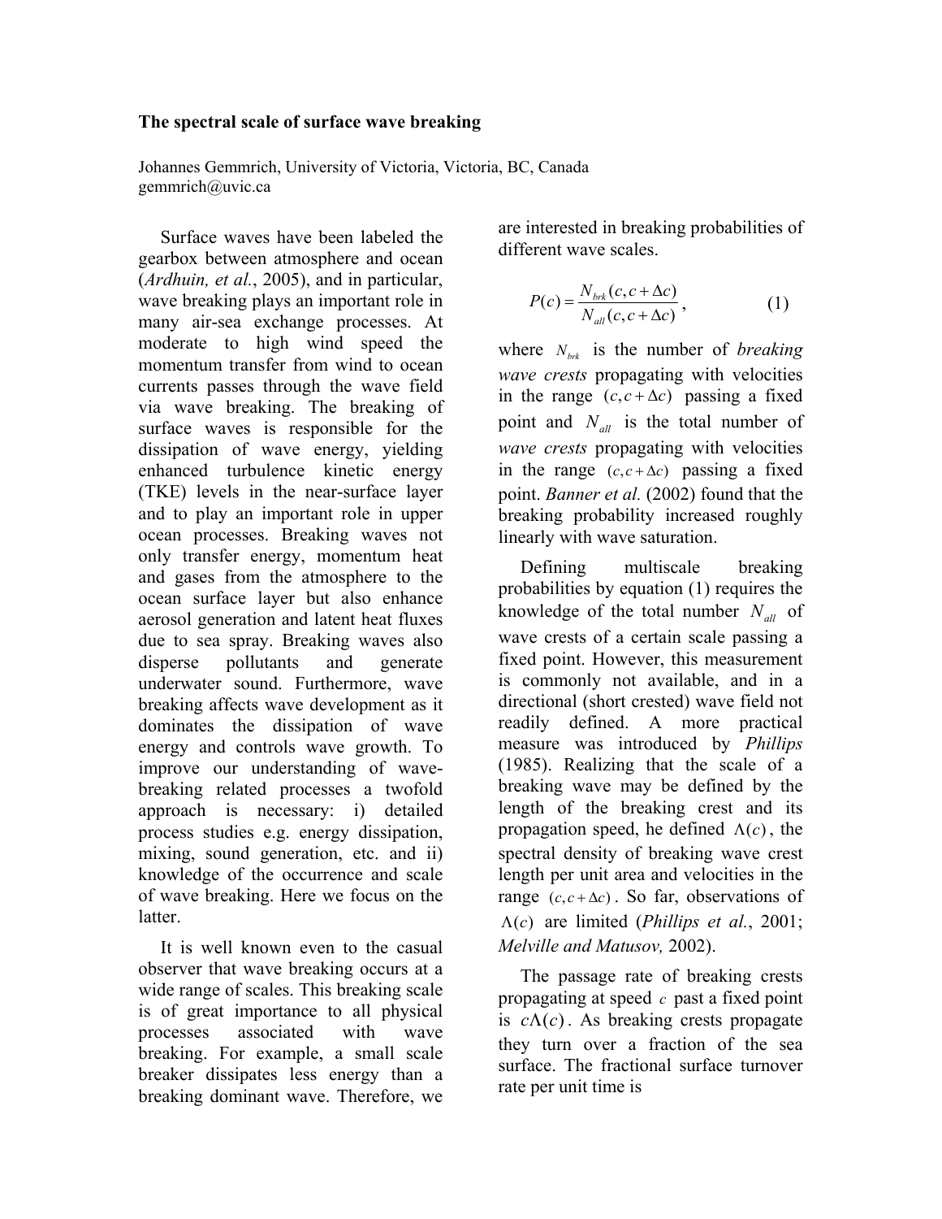# The spectral scale of surface wave breaking

Johannes Gemmrich, University of Victoria, Victoria, BC, Canada
gemmrich@uvic.ca

Surface waves have been labeled the gearbox between atmosphere and ocean (*Ardhuin, et al.*, 2005), and in particular, wave breaking plays an important role in many air-sea exchange processes. At moderate to high wind speed the momentum transfer from wind to ocean currents passes through the wave field via wave breaking. The breaking of surface waves is responsible for the dissipation of wave energy, yielding enhanced turbulence kinetic energy (TKE) levels in the near-surface layer and to play an important role in upper ocean processes. Breaking waves not only transfer energy, momentum heat and gases from the atmosphere to the ocean surface layer but also enhance aerosol generation and latent heat fluxes due to sea spray. Breaking waves also disperse pollutants and generate underwater sound. Furthermore, wave breaking affects wave development as it dominates the dissipation of wave energy and controls wave growth. To improve our understanding of wave-breaking related processes a twofold approach is necessary: i) detailed process studies e.g. energy dissipation, mixing, sound generation, etc. and ii) knowledge of the occurrence and scale of wave breaking. Here we focus on the latter.

It is well known even to the casual observer that wave breaking occurs at a wide range of scales. This breaking scale is of great importance to all physical processes associated with wave breaking. For example, a small scale breaker dissipates less energy than a breaking dominant wave. Therefore, we are interested in breaking probabilities of different wave scales.

$$P(c) = \frac{N_{brk}(c, c+\Delta c)}{N_{all}(c, c+\Delta c)}, \qquad (1)$$

where $N_{brk}$ is the number of *breaking wave crests* propagating with velocities in the range $(c, c+\Delta c)$ passing a fixed point and $N_{all}$ is the total number of *wave crests* propagating with velocities in the range $(c, c+\Delta c)$ passing a fixed point. *Banner et al.* (2002) found that the breaking probability increased roughly linearly with wave saturation.

Defining multiscale breaking probabilities by equation (1) requires the knowledge of the total number $N_{all}$ of wave crests of a certain scale passing a fixed point. However, this measurement is commonly not available, and in a directional (short crested) wave field not readily defined. A more practical measure was introduced by *Phillips* (1985). Realizing that the scale of a breaking wave may be defined by the length of the breaking crest and its propagation speed, he defined $\Lambda(c)$, the spectral density of breaking wave crest length per unit area and velocities in the range $(c, c+\Delta c)$. So far, observations of $\Lambda(c)$ are limited (*Phillips et al.*, 2001; *Melville and Matusov,* 2002).

The passage rate of breaking crests propagating at speed $c$ past a fixed point is $c\Lambda(c)$. As breaking crests propagate they turn over a fraction of the sea surface. The fractional surface turnover rate per unit time is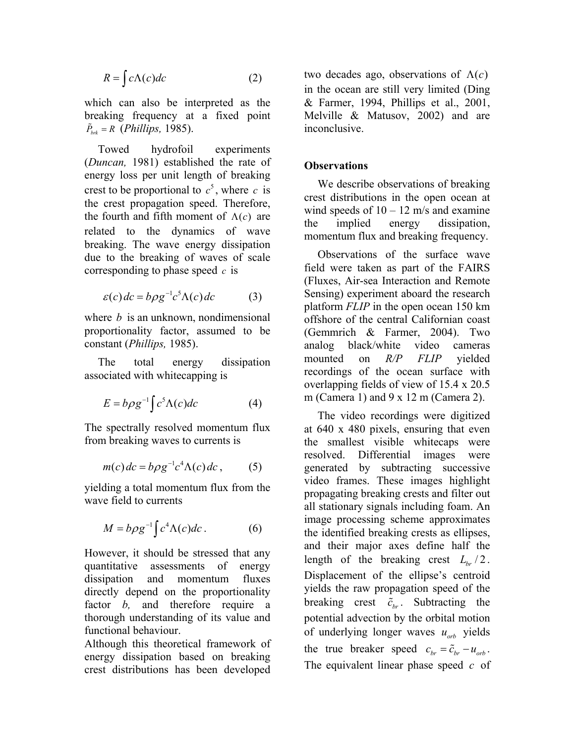$$R = \int c\Lambda(c)dc \qquad (2)$$

which can also be interpreted as the breaking frequency at a fixed point $\tilde{P}_{brk} = R$ (*Phillips,* 1985).

Towed hydrofoil experiments (*Duncan,* 1981) established the rate of energy loss per unit length of breaking crest to be proportional to $c^5$, where $c$ is the crest propagation speed. Therefore, the fourth and fifth moment of $\Lambda(c)$ are related to the dynamics of wave breaking. The wave energy dissipation due to the breaking of waves of scale corresponding to phase speed $c$ is

$$\varepsilon(c)\, dc = b\rho g^{-1} c^5 \Lambda(c)\, dc \qquad (3)$$

where $b$ is an unknown, nondimensional proportionality factor, assumed to be constant (*Phillips,* 1985).

The total energy dissipation associated with whitecapping is

$$E = b\rho g^{-1} \int c^5 \Lambda(c)dc \qquad (4)$$

The spectrally resolved momentum flux from breaking waves to currents is

$$m(c)\, dc = b\rho g^{-1} c^4 \Lambda(c)\, dc\,, \qquad (5)$$

yielding a total momentum flux from the wave field to currents

$$M = b\rho g^{-1} \int c^4 \Lambda(c)dc\,. \qquad (6)$$

However, it should be stressed that any quantitative assessments of energy dissipation and momentum fluxes directly depend on the proportionality factor *b,* and therefore require a thorough understanding of its value and functional behaviour.

Although this theoretical framework of energy dissipation based on breaking crest distributions has been developed two decades ago, observations of $\Lambda(c)$ in the ocean are still very limited (Ding & Farmer, 1994, Phillips et al., 2001, Melville & Matusov, 2002) and are inconclusive.

## Observations

We describe observations of breaking crest distributions in the open ocean at wind speeds of 10 – 12 m/s and examine the implied energy dissipation, momentum flux and breaking frequency.

Observations of the surface wave field were taken as part of the FAIRS (Fluxes, Air-sea Interaction and Remote Sensing) experiment aboard the research platform *FLIP* in the open ocean 150 km offshore of the central Californian coast (Gemmrich & Farmer, 2004). Two analog black/white video cameras mounted on *R/P FLIP* yielded recordings of the ocean surface with overlapping fields of view of 15.4 x 20.5 m (Camera 1) and 9 x 12 m (Camera 2).

The video recordings were digitized at 640 x 480 pixels, ensuring that even the smallest visible whitecaps were resolved. Differential images were generated by subtracting successive video frames. These images highlight propagating breaking crests and filter out all stationary signals including foam. An image processing scheme approximates the identified breaking crests as ellipses, and their major axes define half the length of the breaking crest $L_{br}/2$. Displacement of the ellipse's centroid yields the raw propagation speed of the breaking crest $\tilde{c}_{br}$. Subtracting the potential advection by the orbital motion of underlying longer waves $u_{orb}$ yields the true breaker speed $c_{br} = \tilde{c}_{br} - u_{orb}$. The equivalent linear phase speed $c$ of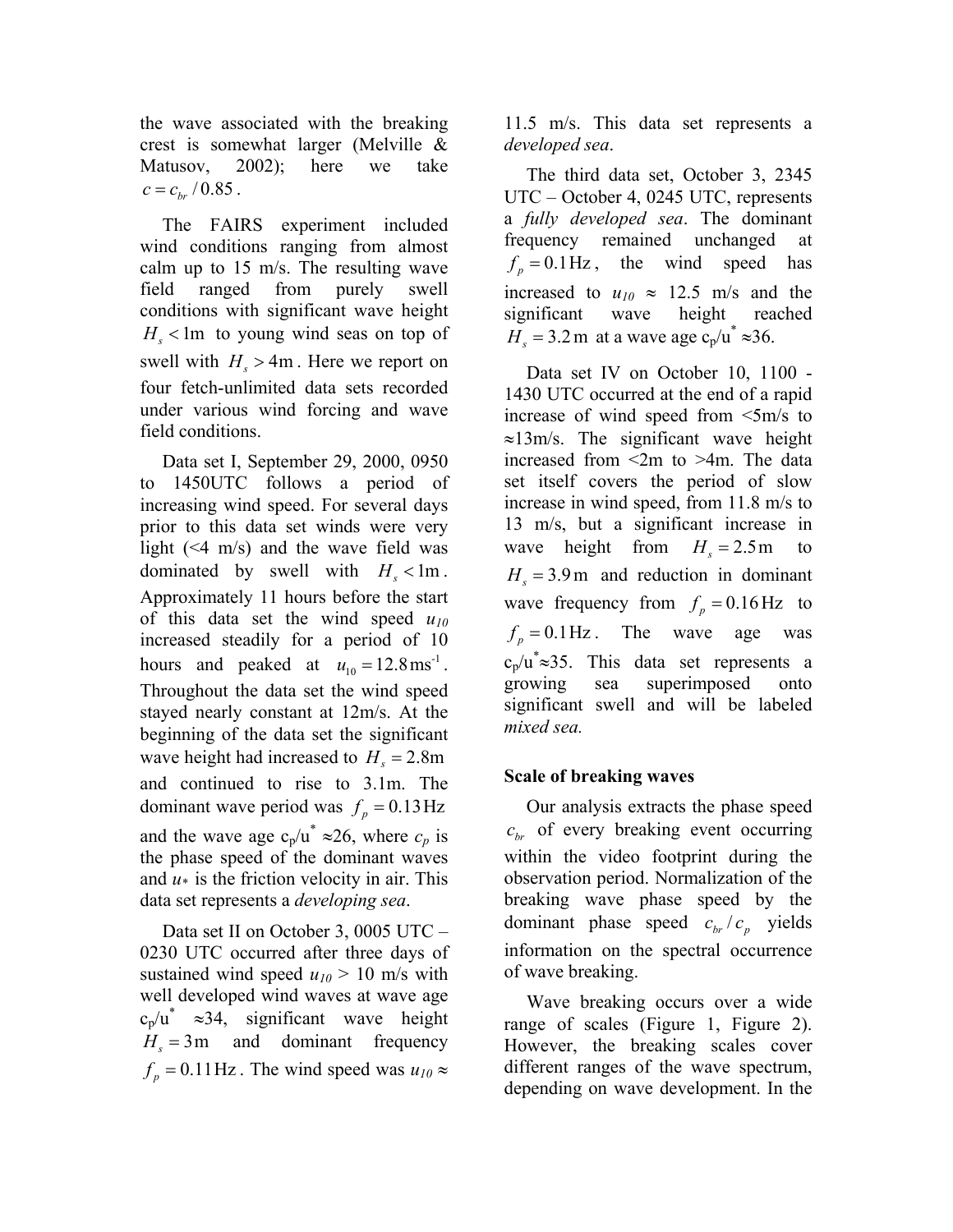the wave associated with the breaking crest is somewhat larger (Melville & Matusov, 2002); here we take $c = c_{br} / 0.85$.

The FAIRS experiment included wind conditions ranging from almost calm up to 15 m/s. The resulting wave field ranged from purely swell conditions with significant wave height $H_s < 1\text{m}$ to young wind seas on top of swell with $H_s > 4\text{m}$. Here we report on four fetch-unlimited data sets recorded under various wind forcing and wave field conditions.

Data set I, September 29, 2000, 0950 to 1450UTC follows a period of increasing wind speed. For several days prior to this data set winds were very light (<4 m/s) and the wave field was dominated by swell with $H_s < 1\text{m}$. Approximately 11 hours before the start of this data set the wind speed $u_{10}$ increased steadily for a period of 10 hours and peaked at $u_{10} = 12.8\,\text{ms}^{-1}$. Throughout the data set the wind speed stayed nearly constant at 12m/s. At the beginning of the data set the significant wave height had increased to $H_s = 2.8\text{m}$ and continued to rise to 3.1m. The dominant wave period was $f_p = 0.13\,\text{Hz}$ and the wave age $c_p/u^* \approx 26$, where $c_p$ is the phase speed of the dominant waves and $u_*$ is the friction velocity in air. This data set represents a *developing sea*.

Data set II on October 3, 0005 UTC – 0230 UTC occurred after three days of sustained wind speed $u_{10}$ > 10 m/s with well developed wind waves at wave age $c_p/u^* \approx 34$, significant wave height $H_s = 3\text{m}$ and dominant frequency $f_p = 0.11\,\text{Hz}$. The wind speed was $u_{10} \approx$ 11.5 m/s. This data set represents a *developed sea*.

The third data set, October 3, 2345 UTC – October 4, 0245 UTC, represents a *fully developed sea*. The dominant frequency remained unchanged at $f_p = 0.1\,\text{Hz}$, the wind speed has increased to $u_{10} \approx$ 12.5 m/s and the significant wave height reached $H_s = 3.2\,\text{m}$ at a wave age $c_p/u^* \approx 36$.

Data set IV on October 10, 1100 - 1430 UTC occurred at the end of a rapid increase of wind speed from <5m/s to ≈13m/s. The significant wave height increased from <2m to >4m. The data set itself covers the period of slow increase in wind speed, from 11.8 m/s to 13 m/s, but a significant increase in wave height from $H_s = 2.5\,\text{m}$ to $H_s = 3.9\,\text{m}$ and reduction in dominant wave frequency from $f_p = 0.16\,\text{Hz}$ to $f_p = 0.1\,\text{Hz}$. The wave age was $c_p/u^* \approx 35$. This data set represents a growing sea superimposed onto significant swell and will be labeled *mixed sea.*

## Scale of breaking waves

Our analysis extracts the phase speed $c_{br}$ of every breaking event occurring within the video footprint during the observation period. Normalization of the breaking wave phase speed by the dominant phase speed $c_{br} / c_p$ yields information on the spectral occurrence of wave breaking.

Wave breaking occurs over a wide range of scales (Figure 1, Figure 2). However, the breaking scales cover different ranges of the wave spectrum, depending on wave development. In the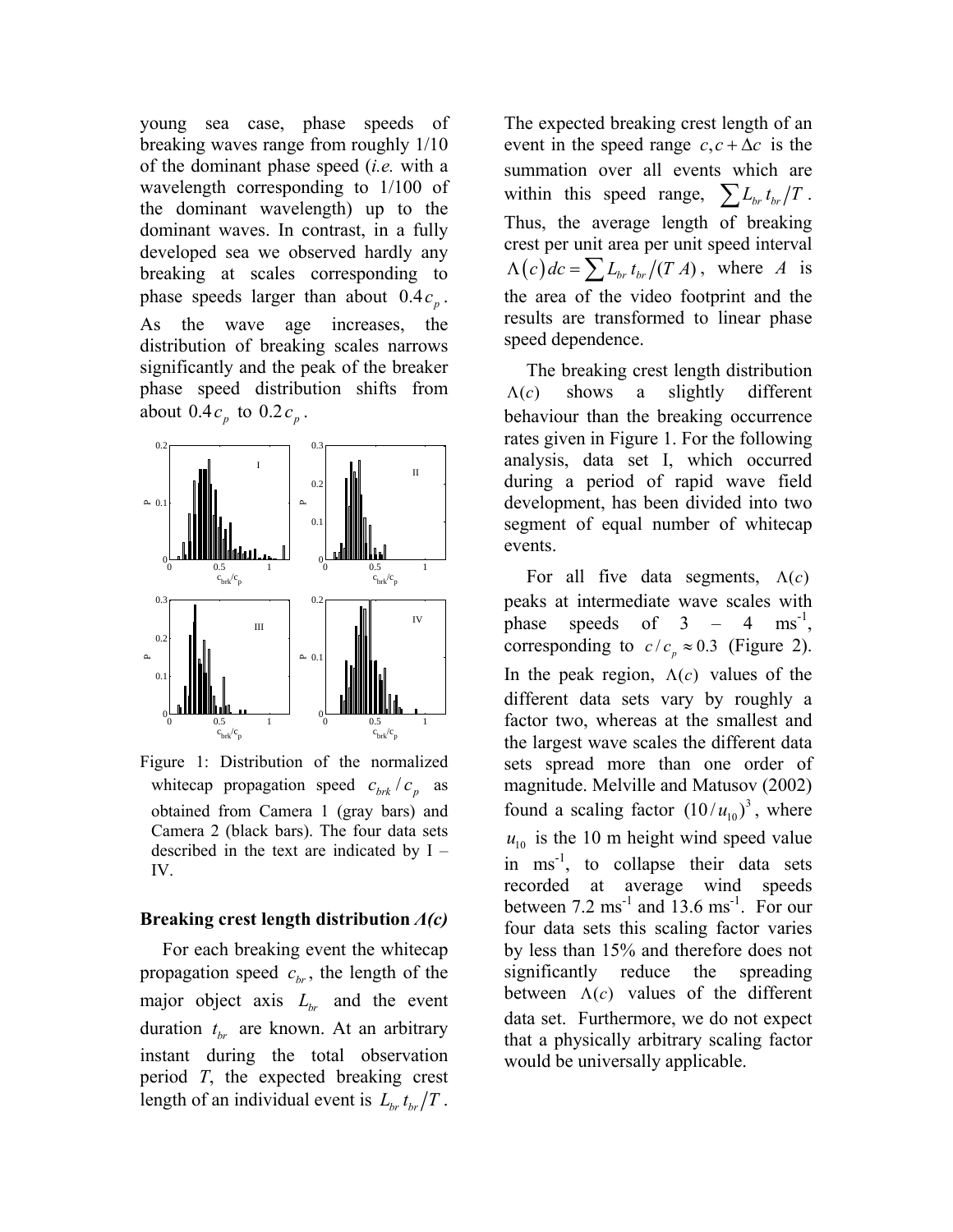young sea case, phase speeds of breaking waves range from roughly 1/10 of the dominant phase speed (*i.e.* with a wavelength corresponding to 1/100 of the dominant wavelength) up to the dominant waves. In contrast, in a fully developed sea we observed hardly any breaking at scales corresponding to phase speeds larger than about $0.4c_p$. As the wave age increases, the distribution of breaking scales narrows significantly and the peak of the breaker phase speed distribution shifts from about $0.4c_p$ to $0.2c_p$.

Figure 1: Distribution of the normalized whitecap propagation speed $c_{brk}/c_p$ as obtained from Camera 1 (gray bars) and Camera 2 (black bars). The four data sets described in the text are indicated by I – IV.

**Breaking crest length distribution *Λ(c)***

For each breaking event the whitecap propagation speed $c_{br}$, the length of the major object axis $L_{br}$ and the event duration $t_{br}$ are known. At an arbitrary instant during the total observation period *T*, the expected breaking crest length of an individual event is $L_{br}\,t_{br}/T$. The expected breaking crest length of an event in the speed range $c, c+\Delta c$ is the summation over all events which are within this speed range, $\sum L_{br}\,t_{br}/T$. Thus, the average length of breaking crest per unit area per unit speed interval $\Lambda(c)\,dc = \sum L_{br}\,t_{br}/(T\,A)$, where $A$ is the area of the video footprint and the results are transformed to linear phase speed dependence.

The breaking crest length distribution $\Lambda(c)$ shows a slightly different behaviour than the breaking occurrence rates given in Figure 1. For the following analysis, data set I, which occurred during a period of rapid wave field development, has been divided into two segment of equal number of whitecap events.

For all five data segments, $\Lambda(c)$ peaks at intermediate wave scales with phase speeds of 3 – 4 ms$^{-1}$, corresponding to $c/c_p \approx 0.3$ (Figure 2). In the peak region, $\Lambda(c)$ values of the different data sets vary by roughly a factor two, whereas at the smallest and the largest wave scales the different data sets spread more than one order of magnitude. Melville and Matusov (2002) found a scaling factor $(10/u_{10})^3$, where $u_{10}$ is the 10 m height wind speed value in ms$^{-1}$, to collapse their data sets recorded at average wind speeds between 7.2 ms$^{-1}$ and 13.6 ms$^{-1}$. For our four data sets this scaling factor varies by less than 15% and therefore does not significantly reduce the spreading between $\Lambda(c)$ values of the different data set. Furthermore, we do not expect that a physically arbitrary scaling factor would be universally applicable.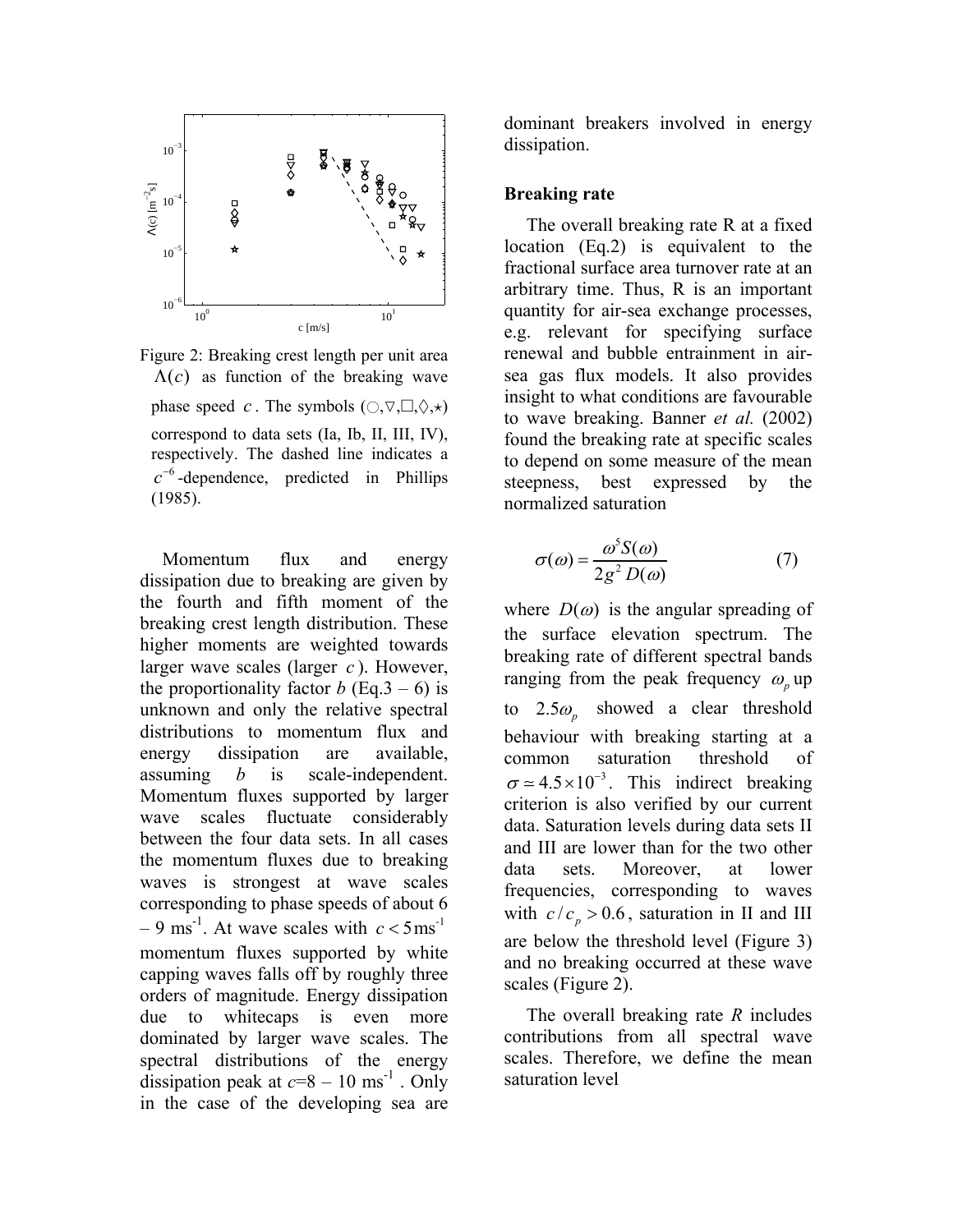Figure 2: Breaking crest length per unit area $\Lambda(c)$ as function of the breaking wave phase speed $c$. The symbols (○,▽,□,◇,⋆) correspond to data sets (Ia, Ib, II, III, IV), respectively. The dashed line indicates a $c^{-6}$-dependence, predicted in Phillips (1985).

Momentum flux and energy dissipation due to breaking are given by the fourth and fifth moment of the breaking crest length distribution. These higher moments are weighted towards larger wave scales (larger $c$). However, the proportionality factor $b$ (Eq.3 – 6) is unknown and only the relative spectral distributions to momentum flux and energy dissipation are available, assuming $b$ is scale-independent. Momentum fluxes supported by larger wave scales fluctuate considerably between the four data sets. In all cases the momentum fluxes due to breaking waves is strongest at wave scales corresponding to phase speeds of about 6 – 9 ms$^{-1}$. At wave scales with $c < 5\,\mathrm{ms}^{-1}$ momentum fluxes supported by white capping waves falls off by roughly three orders of magnitude. Energy dissipation due to whitecaps is even more dominated by larger wave scales. The spectral distributions of the energy dissipation peak at $c$=8 – 10 ms$^{-1}$. Only in the case of the developing sea are dominant breakers involved in energy dissipation.

## Breaking rate

The overall breaking rate R at a fixed location (Eq.2) is equivalent to the fractional surface area turnover rate at an arbitrary time. Thus, R is an important quantity for air-sea exchange processes, e.g. relevant for specifying surface renewal and bubble entrainment in air-sea gas flux models. It also provides insight to what conditions are favourable to wave breaking. Banner *et al.* (2002) found the breaking rate at specific scales to depend on some measure of the mean steepness, best expressed by the normalized saturation

$$\sigma(\omega) = \frac{\omega^5 S(\omega)}{2g^2 D(\omega)} \tag{7}$$

where $D(\omega)$ is the angular spreading of the surface elevation spectrum. The breaking rate of different spectral bands ranging from the peak frequency $\omega_p$ up to $2.5\omega_p$ showed a clear threshold behaviour with breaking starting at a common saturation threshold of $\sigma \simeq 4.5\times10^{-3}$. This indirect breaking criterion is also verified by our current data. Saturation levels during data sets II and III are lower than for the two other data sets. Moreover, at lower frequencies, corresponding to waves with $c/c_p > 0.6$, saturation in II and III are below the threshold level (Figure 3) and no breaking occurred at these wave scales (Figure 2).

The overall breaking rate $R$ includes contributions from all spectral wave scales. Therefore, we define the mean saturation level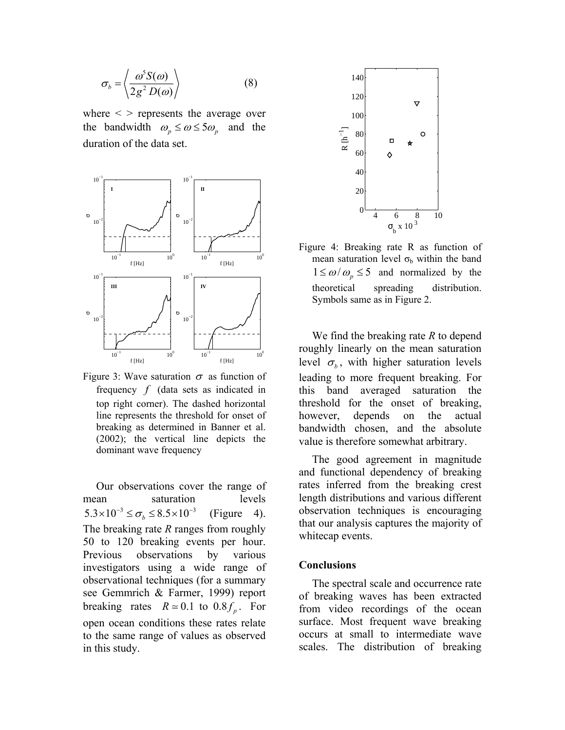$$\sigma_b = \left\langle \frac{\omega^5 S(\omega)}{2g^2 D(\omega)} \right\rangle \qquad (8)$$

where < > represents the average over the bandwidth $\omega_p \leq \omega \leq 5\omega_p$ and the duration of the data set.

Figure 3: Wave saturation $\sigma$ as function of frequency $f$ (data sets as indicated in top right corner). The dashed horizontal line represents the threshold for onset of breaking as determined in Banner et al. (2002); the vertical line depicts the dominant wave frequency

Our observations cover the range of mean saturation levels $5.3 \times 10^{-3} \leq \sigma_b \leq 8.5 \times 10^{-3}$ (Figure 4). The breaking rate *R* ranges from roughly 50 to 120 breaking events per hour. Previous observations by various investigators using a wide range of observational techniques (for a summary see Gemmrich & Farmer, 1999) report breaking rates $R \simeq 0.1$ to $0.8 f_p$. For open ocean conditions these rates relate to the same range of values as observed in this study.

Figure 4: Breaking rate R as function of mean saturation level $\sigma_b$ within the band $1 \leq \omega / \omega_p \leq 5$ and normalized by the theoretical spreading distribution. Symbols same as in Figure 2.

We find the breaking rate *R* to depend roughly linearly on the mean saturation level $\sigma_b$, with higher saturation levels leading to more frequent breaking. For this band averaged saturation the threshold for the onset of breaking, however, depends on the actual bandwidth chosen, and the absolute value is therefore somewhat arbitrary.

The good agreement in magnitude and functional dependency of breaking rates inferred from the breaking crest length distributions and various different observation techniques is encouraging that our analysis captures the majority of whitecap events.

## Conclusions

The spectral scale and occurrence rate of breaking waves has been extracted from video recordings of the ocean surface. Most frequent wave breaking occurs at small to intermediate wave scales. The distribution of breaking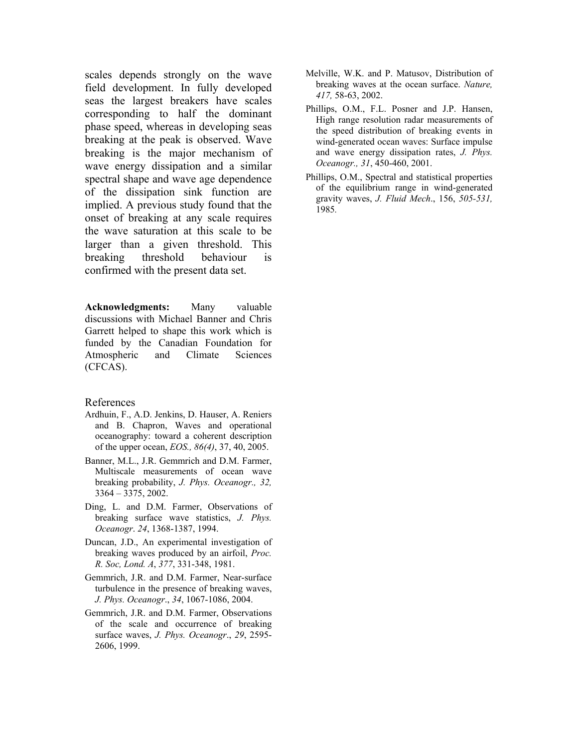scales depends strongly on the wave field development. In fully developed seas the largest breakers have scales corresponding to half the dominant phase speed, whereas in developing seas breaking at the peak is observed. Wave breaking is the major mechanism of wave energy dissipation and a similar spectral shape and wave age dependence of the dissipation sink function are implied. A previous study found that the onset of breaking at any scale requires the wave saturation at this scale to be larger than a given threshold. This breaking threshold behaviour is confirmed with the present data set.

**Acknowledgments:** Many valuable discussions with Michael Banner and Chris Garrett helped to shape this work which is funded by the Canadian Foundation for Atmospheric and Climate Sciences (CFCAS).

## References

Ardhuin, F., A.D. Jenkins, D. Hauser, A. Reniers and B. Chapron, Waves and operational oceanography: toward a coherent description of the upper ocean, *EOS., 86(4)*, 37, 40, 2005.

Banner, M.L., J.R. Gemmrich and D.M. Farmer, Multiscale measurements of ocean wave breaking probability, *J. Phys. Oceanogr., 32,* 3364 – 3375, 2002.

Ding, L. and D.M. Farmer, Observations of breaking surface wave statistics, *J. Phys. Oceanogr*. *24*, 1368-1387, 1994.

Duncan, J.D., An experimental investigation of breaking waves produced by an airfoil, *Proc. R. Soc, Lond. A*, *377*, 331-348, 1981.

Gemmrich, J.R. and D.M. Farmer, Near-surface turbulence in the presence of breaking waves, *J. Phys. Oceanogr*., *34*, 1067-1086, 2004.

Gemmrich, J.R. and D.M. Farmer, Observations of the scale and occurrence of breaking surface waves, *J. Phys. Oceanogr*., *29*, 2595-2606, 1999.

Melville, W.K. and P. Matusov, Distribution of breaking waves at the ocean surface. *Nature, 417,* 58-63, 2002.

Phillips, O.M., F.L. Posner and J.P. Hansen, High range resolution radar measurements of the speed distribution of breaking events in wind-generated ocean waves: Surface impulse and wave energy dissipation rates, *J. Phys. Oceanogr., 31*, 450-460, 2001.

Phillips, O.M., Spectral and statistical properties of the equilibrium range in wind-generated gravity waves, *J. Fluid Mech*., 156, *505-531,* 1985.